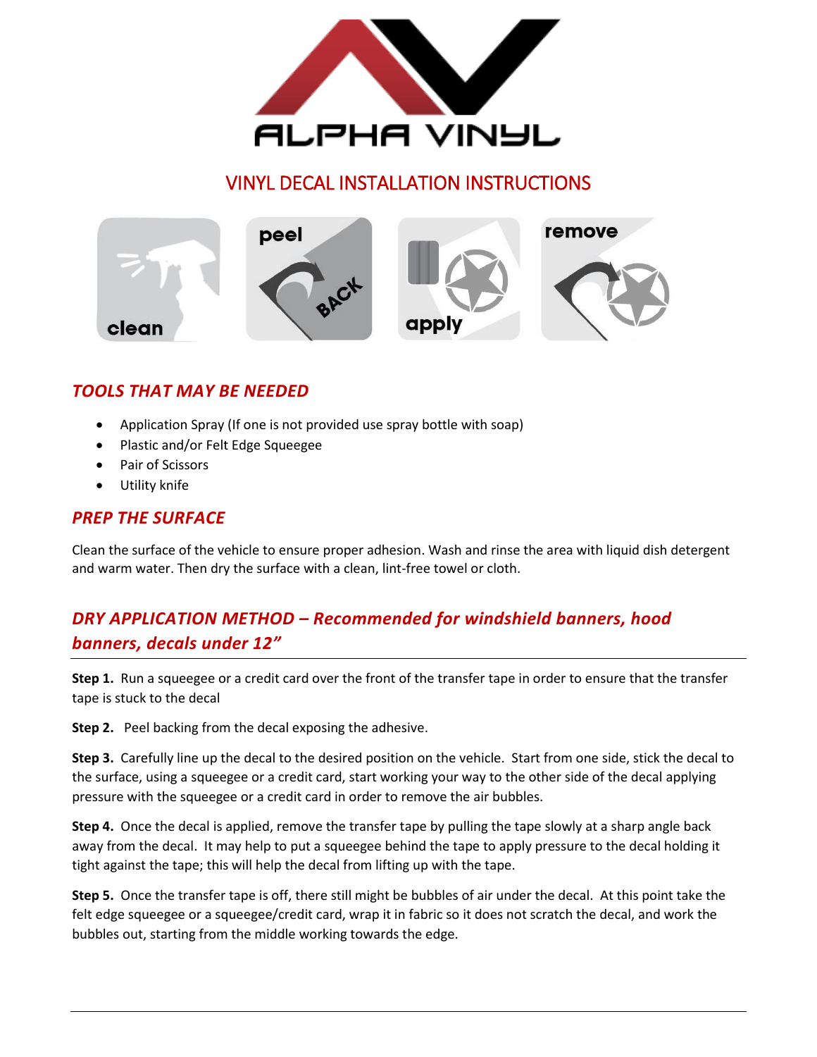# ALPHA VINYL

## VINYL DECAL INSTALLATION INSTRUCTIONS

clean | peel BACK | apply | remove

### *TOOLS THAT MAY BE NEEDED*

- Application Spray (If one is not provided use spray bottle with soap)
- Plastic and/or Felt Edge Squeegee
- Pair of Scissors
- Utility knife

### *PREP THE SURFACE*

Clean the surface of the vehicle to ensure proper adhesion. Wash and rinse the area with liquid dish detergent and warm water. Then dry the surface with a clean, lint-free towel or cloth.

### *DRY APPLICATION METHOD – Recommended for windshield banners, hood banners, decals under 12"*

**Step 1.** Run a squeegee or a credit card over the front of the transfer tape in order to ensure that the transfer tape is stuck to the decal

**Step 2.** Peel backing from the decal exposing the adhesive.

**Step 3.** Carefully line up the decal to the desired position on the vehicle. Start from one side, stick the decal to the surface, using a squeegee or a credit card, start working your way to the other side of the decal applying pressure with the squeegee or a credit card in order to remove the air bubbles.

**Step 4.** Once the decal is applied, remove the transfer tape by pulling the tape slowly at a sharp angle back away from the decal. It may help to put a squeegee behind the tape to apply pressure to the decal holding it tight against the tape; this will help the decal from lifting up with the tape.

**Step 5.** Once the transfer tape is off, there still might be bubbles of air under the decal. At this point take the felt edge squeegee or a squeegee/credit card, wrap it in fabric so it does not scratch the decal, and work the bubbles out, starting from the middle working towards the edge.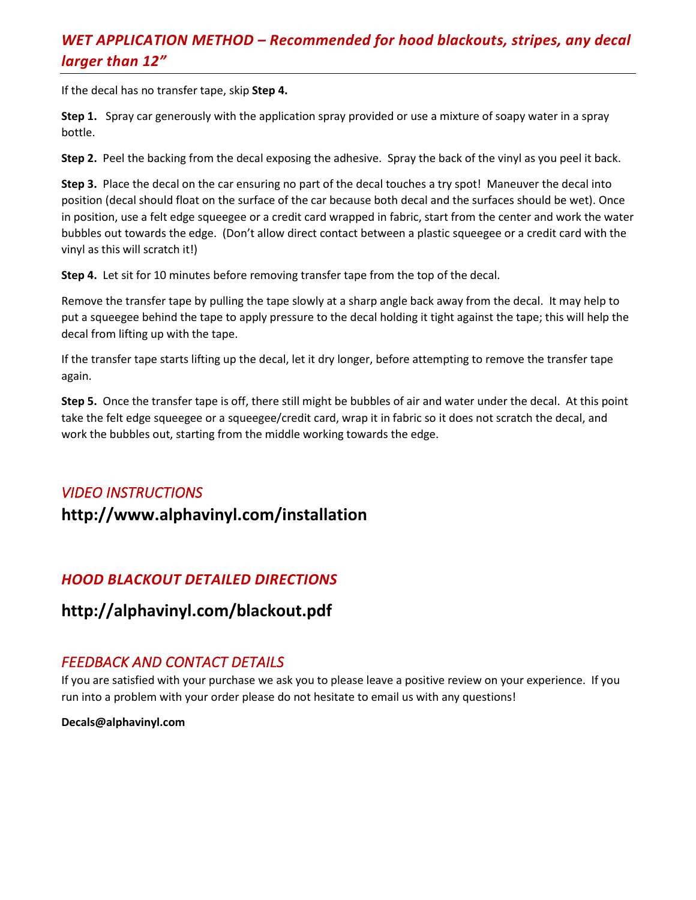## *WET APPLICATION METHOD – Recommended for hood blackouts, stripes, any decal larger than 12"*

If the decal has no transfer tape, skip **Step 4.**

**Step 1.** Spray car generously with the application spray provided or use a mixture of soapy water in a spray bottle.

**Step 2.** Peel the backing from the decal exposing the adhesive. Spray the back of the vinyl as you peel it back.

**Step 3.** Place the decal on the car ensuring no part of the decal touches a try spot! Maneuver the decal into position (decal should float on the surface of the car because both decal and the surfaces should be wet). Once in position, use a felt edge squeegee or a credit card wrapped in fabric, start from the center and work the water bubbles out towards the edge. (Don't allow direct contact between a plastic squeegee or a credit card with the vinyl as this will scratch it!)

**Step 4.** Let sit for 10 minutes before removing transfer tape from the top of the decal.

Remove the transfer tape by pulling the tape slowly at a sharp angle back away from the decal. It may help to put a squeegee behind the tape to apply pressure to the decal holding it tight against the tape; this will help the decal from lifting up with the tape.

If the transfer tape starts lifting up the decal, let it dry longer, before attempting to remove the transfer tape again.

**Step 5.** Once the transfer tape is off, there still might be bubbles of air and water under the decal. At this point take the felt edge squeegee or a squeegee/credit card, wrap it in fabric so it does not scratch the decal, and work the bubbles out, starting from the middle working towards the edge.

## *VIDEO INSTRUCTIONS*

**http://www.alphavinyl.com/installation**

## *HOOD BLACKOUT DETAILED DIRECTIONS*

**http://alphavinyl.com/blackout.pdf**

## *FEEDBACK AND CONTACT DETAILS*

If you are satisfied with your purchase we ask you to please leave a positive review on your experience. If you run into a problem with your order please do not hesitate to email us with any questions!

**Decals@alphavinyl.com**